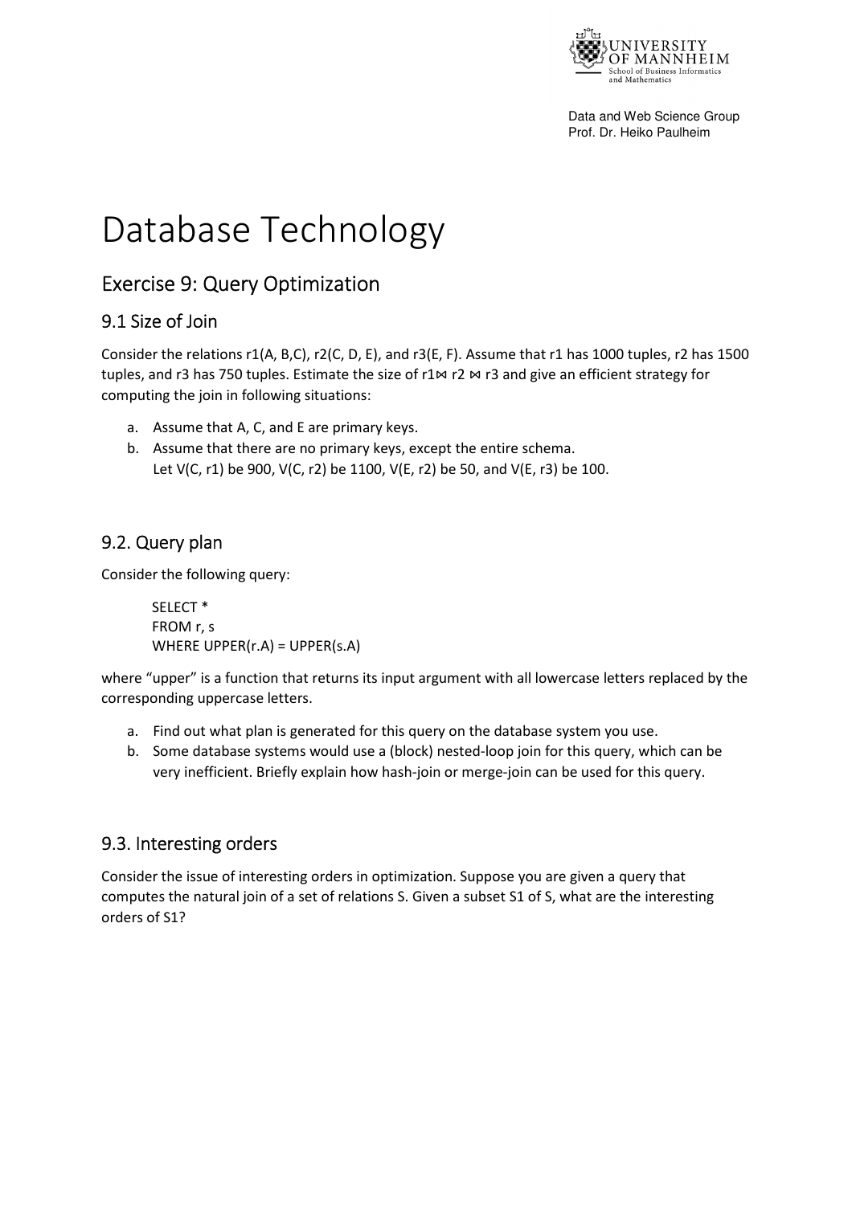Data and Web Science Group
Prof. Dr. Heiko Paulheim

# Database Technology

## Exercise 9: Query Optimization

### 9.1 Size of Join

Consider the relations r1(A, B,C), r2(C, D, E), and r3(E, F). Assume that r1 has 1000 tuples, r2 has 1500 tuples, and r3 has 750 tuples. Estimate the size of r1⋈ r2 ⋈ r3 and give an efficient strategy for computing the join in following situations:

a. Assume that A, C, and E are primary keys.
b. Assume that there are no primary keys, except the entire schema.
   Let V(C, r1) be 900, V(C, r2) be 1100, V(E, r2) be 50, and V(E, r3) be 100.

### 9.2. Query plan

Consider the following query:

```
SELECT *
FROM r, s
WHERE UPPER(r.A) = UPPER(s.A)
```

where "upper" is a function that returns its input argument with all lowercase letters replaced by the corresponding uppercase letters.

a. Find out what plan is generated for this query on the database system you use.
b. Some database systems would use a (block) nested-loop join for this query, which can be very inefficient. Briefly explain how hash-join or merge-join can be used for this query.

### 9.3. Interesting orders

Consider the issue of interesting orders in optimization. Suppose you are given a query that computes the natural join of a set of relations S. Given a subset S1 of S, what are the interesting orders of S1?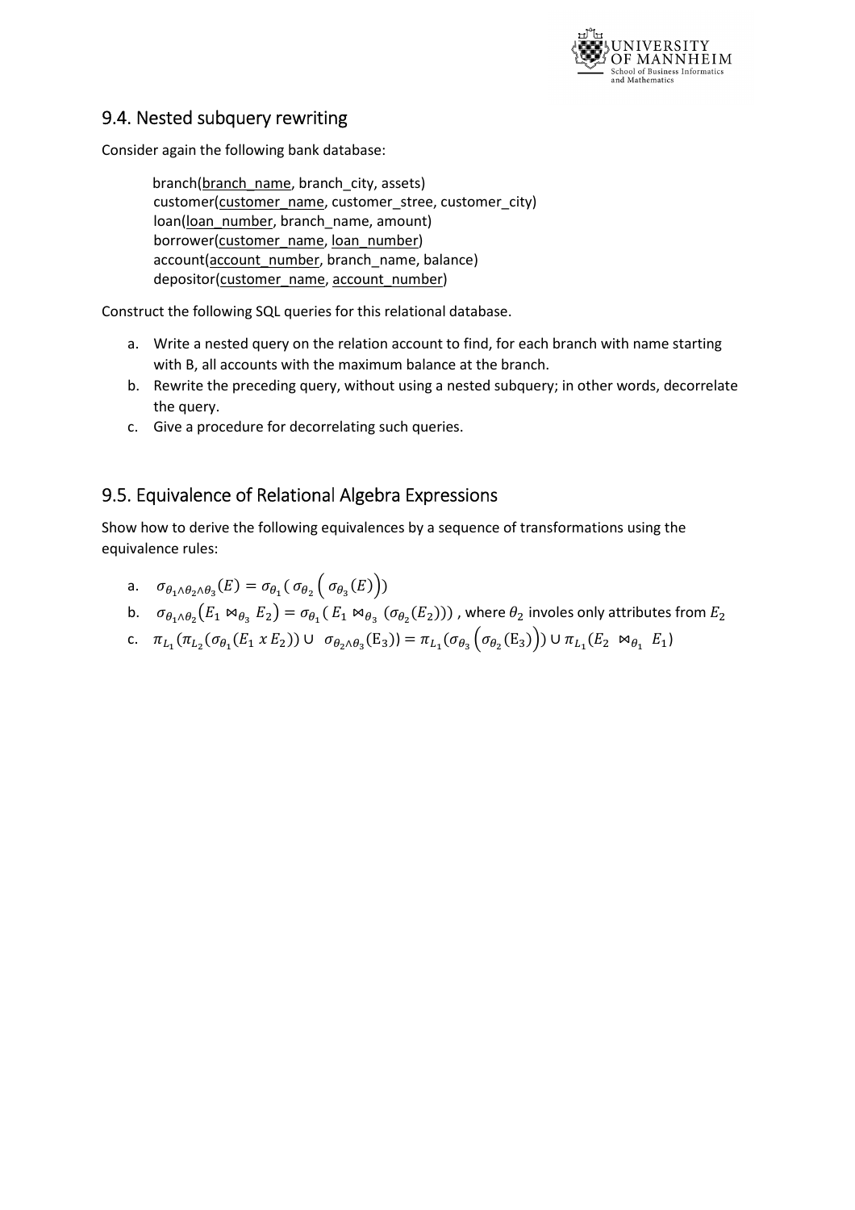## 9.4. Nested subquery rewriting

Consider again the following bank database:

branch(branch_name, branch_city, assets)
customer(customer_name, customer_stree, customer_city)
loan(loan_number, branch_name, amount)
borrower(customer_name, loan_number)
account(account_number, branch_name, balance)
depositor(customer_name, account_number)

Construct the following SQL queries for this relational database.

a. Write a nested query on the relation account to find, for each branch with name starting with B, all accounts with the maximum balance at the branch.
b. Rewrite the preceding query, without using a nested subquery; in other words, decorrelate the query.
c. Give a procedure for decorrelating such queries.

## 9.5. Equivalence of Relational Algebra Expressions

Show how to derive the following equivalences by a sequence of transformations using the equivalence rules:

a. $\sigma_{\theta_1 \wedge \theta_2 \wedge \theta_3}(E) = \sigma_{\theta_1}(\sigma_{\theta_2}(\sigma_{\theta_3}(E)))$
b. $\sigma_{\theta_1 \wedge \theta_2}(E_1 \bowtie_{\theta_3} E_2) = \sigma_{\theta_1}(E_1 \bowtie_{\theta_3} (\sigma_{\theta_2}(E_2)))$ , where $\theta_2$ involes only attributes from $E_2$
c. $\pi_{L_1}(\pi_{L_2}(\sigma_{\theta_1}(E_1 \, x \, E_2)) \cup \sigma_{\theta_2 \wedge \theta_3}(\mathrm{E}_3)) = \pi_{L_1}(\sigma_{\theta_3}(\sigma_{\theta_2}(\mathrm{E}_3))) \cup \pi_{L_1}(E_2 \bowtie_{\theta_1} E_1)$